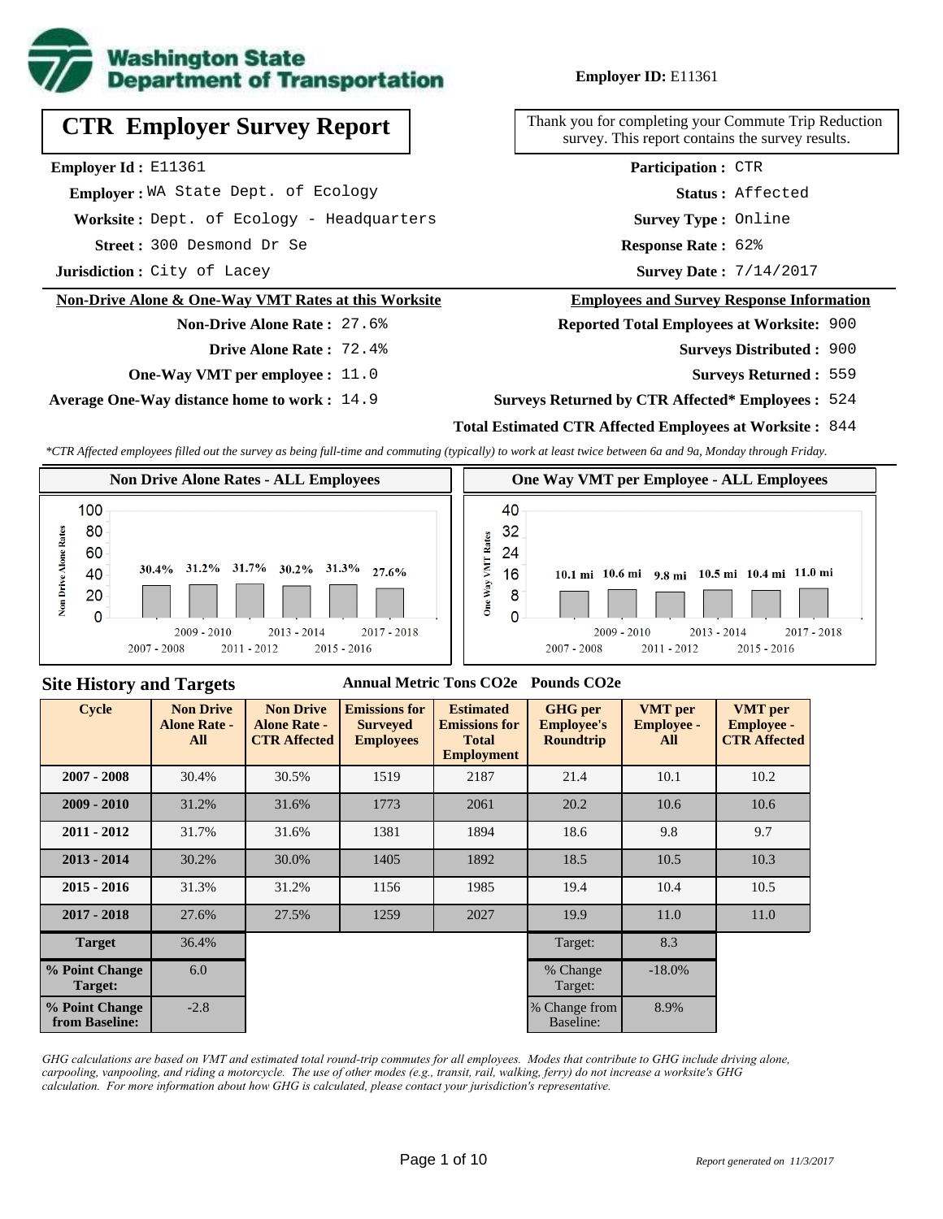**Employer ID:** E11361

# CTR Employer Survey Report

Thank you for completing your Commute Trip Reduction survey. This report contains the survey results.

**Employer Id :** E11361
**Employer :** WA State Dept. of Ecology
**Worksite :** Dept. of Ecology - Headquarters
**Street :** 300 Desmond Dr Se
**Jurisdiction :** City of Lacey

**Participation :** CTR
**Status :** Affected
**Survey Type :** Online
**Response Rate :** 62%
**Survey Date :** 7/14/2017

## Non-Drive Alone & One-Way VMT Rates at this Worksite

**Non-Drive Alone Rate :** 27.6%
**Drive Alone Rate :** 72.4%
**One-Way VMT per employee :** 11.0
**Average One-Way distance home to work :** 14.9

## Employees and Survey Response Information

**Reported Total Employees at Worksite:** 900
**Surveys Distributed :** 900
**Surveys Returned :** 559
**Surveys Returned by CTR Affected* Employees :** 524
**Total Estimated CTR Affected Employees at Worksite :** 844

*\*CTR Affected employees filled out the survey as being full-time and commuting (typically) to work at least twice between 6a and 9a, Monday through Friday.*

### Non Drive Alone Rates - ALL Employees

| Cycle | Non Drive Alone Rate |
|---|---|
| 2007 - 2008 | 30.4% |
| 2009 - 2010 | 31.2% |
| 2011 - 2012 | 31.7% |
| 2013 - 2014 | 30.2% |
| 2015 - 2016 | 31.3% |
| 2017 - 2018 | 27.6% |

### One Way VMT per Employee - ALL Employees

| Cycle | One Way VMT |
|---|---|
| 2007 - 2008 | 10.1 mi |
| 2009 - 2010 | 10.6 mi |
| 2011 - 2012 | 9.8 mi |
| 2013 - 2014 | 10.5 mi |
| 2015 - 2016 | 10.4 mi |
| 2017 - 2018 | 11.0 mi |

## Site History and Targets

| Cycle | Non Drive Alone Rate - All | Non Drive Alone Rate - CTR Affected | Emissions for Surveyed Employees (Annual Metric Tons CO2e) | Estimated Emissions for Total Employment (Annual Metric Tons CO2e) | GHG per Employee's Roundtrip (Pounds CO2e) | VMT per Employee - All | VMT per Employee - CTR Affected |
|---|---|---|---|---|---|---|---|
| 2007 - 2008 | 30.4% | 30.5% | 1519 | 2187 | 21.4 | 10.1 | 10.2 |
| 2009 - 2010 | 31.2% | 31.6% | 1773 | 2061 | 20.2 | 10.6 | 10.6 |
| 2011 - 2012 | 31.7% | 31.6% | 1381 | 1894 | 18.6 | 9.8 | 9.7 |
| 2013 - 2014 | 30.2% | 30.0% | 1405 | 1892 | 18.5 | 10.5 | 10.3 |
| 2015 - 2016 | 31.3% | 31.2% | 1156 | 1985 | 19.4 | 10.4 | 10.5 |
| 2017 - 2018 | 27.6% | 27.5% | 1259 | 2027 | 19.9 | 11.0 | 11.0 |
| Target | 36.4% | | | | Target: | 8.3 | |
| % Point Change Target: | 6.0 | | | | % Change Target: | -18.0% | |
| % Point Change from Baseline: | -2.8 | | | | % Change from Baseline: | 8.9% | |

*GHG calculations are based on VMT and estimated total round-trip commutes for all employees. Modes that contribute to GHG include driving alone, carpooling, vanpooling, and riding a motorcycle. The use of other modes (e.g., transit, rail, walking, ferry) do not increase a worksite's GHG calculation. For more information about how GHG is calculated, please contact your jurisdiction's representative.*

*Report generated on 11/3/2017*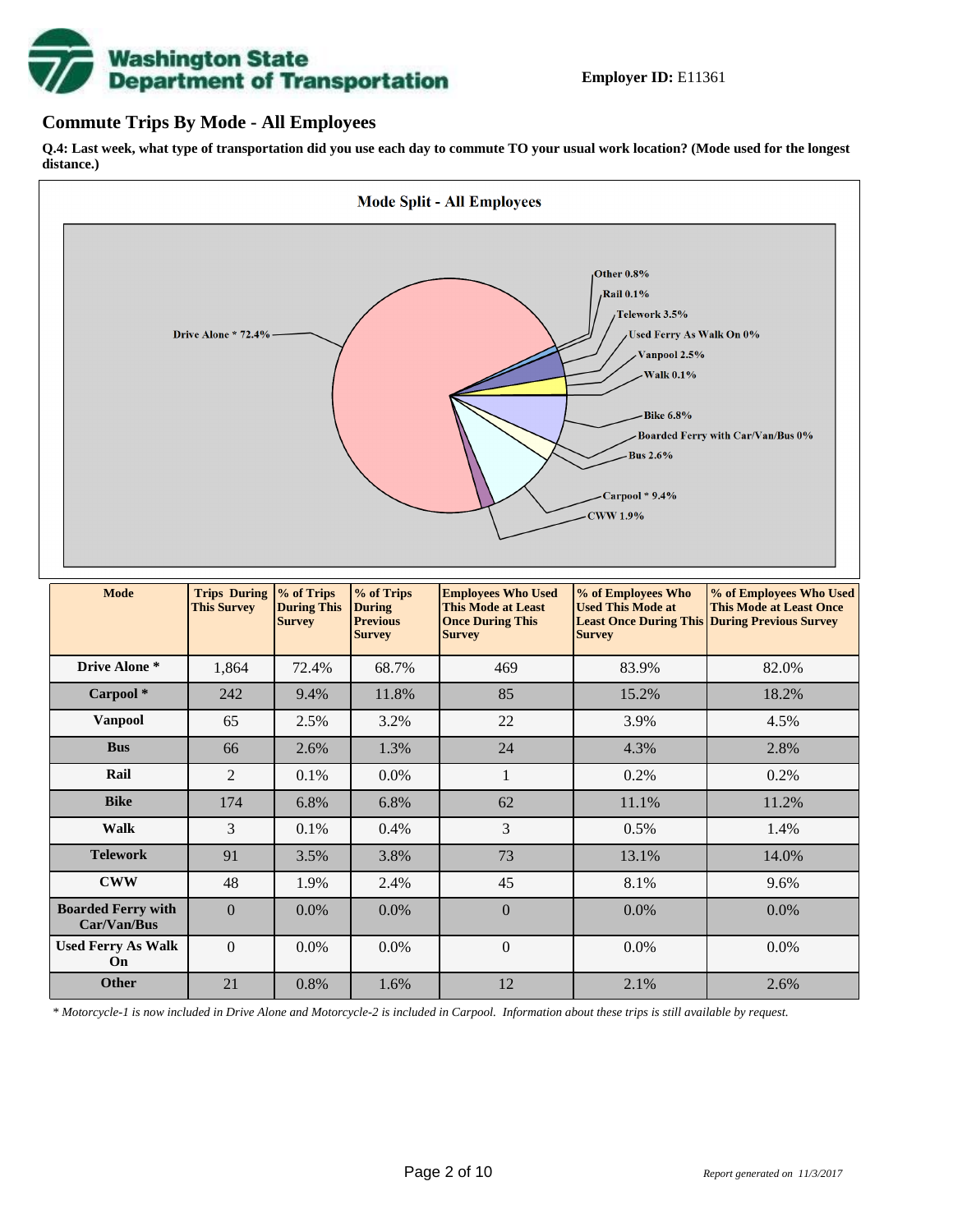**Employer ID:** E11361

## Commute Trips By Mode - All Employees

**Q.4: Last week, what type of transportation did you use each day to commute TO your usual work location? (Mode used for the longest distance.)**

Mode Split - All Employees

Drive Alone * 72.4%
Other 0.8%
Rail 0.1%
Telework 3.5%
Used Ferry As Walk On 0%
Vanpool 2.5%
Walk 0.1%
Bike 6.8%
Boarded Ferry with Car/Van/Bus 0%
Bus 2.6%
Carpool * 9.4%
CWW 1.9%

| Mode | Trips During This Survey | % of Trips During This Survey | % of Trips During Previous Survey | Employees Who Used This Mode at Least Once During This Survey | % of Employees Who Used This Mode at Least Once During This Survey | % of Employees Who Used This Mode at Least Once During Previous Survey |
|---|---|---|---|---|---|---|
| Drive Alone * | 1,864 | 72.4% | 68.7% | 469 | 83.9% | 82.0% |
| Carpool * | 242 | 9.4% | 11.8% | 85 | 15.2% | 18.2% |
| Vanpool | 65 | 2.5% | 3.2% | 22 | 3.9% | 4.5% |
| Bus | 66 | 2.6% | 1.3% | 24 | 4.3% | 2.8% |
| Rail | 2 | 0.1% | 0.0% | 1 | 0.2% | 0.2% |
| Bike | 174 | 6.8% | 6.8% | 62 | 11.1% | 11.2% |
| Walk | 3 | 0.1% | 0.4% | 3 | 0.5% | 1.4% |
| Telework | 91 | 3.5% | 3.8% | 73 | 13.1% | 14.0% |
| CWW | 48 | 1.9% | 2.4% | 45 | 8.1% | 9.6% |
| Boarded Ferry with Car/Van/Bus | 0 | 0.0% | 0.0% | 0 | 0.0% | 0.0% |
| Used Ferry As Walk On | 0 | 0.0% | 0.0% | 0 | 0.0% | 0.0% |
| Other | 21 | 0.8% | 1.6% | 12 | 2.1% | 2.6% |

*\* Motorcycle-1 is now included in Drive Alone and Motorcycle-2 is included in Carpool. Information about these trips is still available by request.*

*Report generated on 11/3/2017*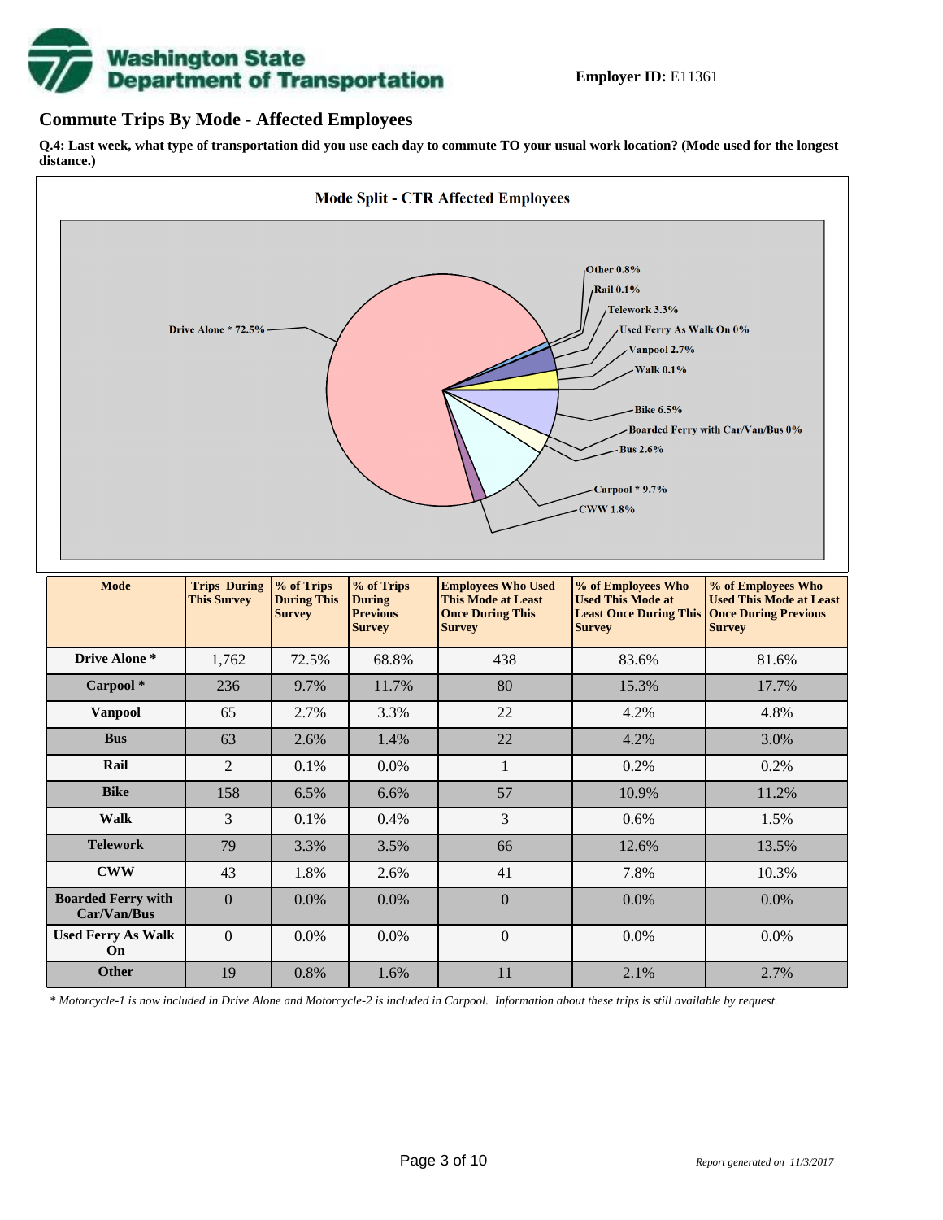**Employer ID:** E11361

## Commute Trips By Mode - Affected Employees

**Q.4: Last week, what type of transportation did you use each day to commute TO your usual work location? (Mode used for the longest distance.)**

**Mode Split - CTR Affected Employees**

Drive Alone * 72.5%
Other 0.8%
Rail 0.1%
Telework 3.3%
Used Ferry As Walk On 0%
Vanpool 2.7%
Walk 0.1%
Bike 6.5%
Boarded Ferry with Car/Van/Bus 0%
Bus 2.6%
Carpool * 9.7%
CWW 1.8%

| Mode | Trips During This Survey | % of Trips During This Survey | % of Trips During Previous Survey | Employees Who Used This Mode at Least Once During This Survey | % of Employees Who Used This Mode at Least Once During This Survey | % of Employees Who Used This Mode at Least Once During Previous Survey |
|---|---|---|---|---|---|---|
| **Drive Alone *** | 1,762 | 72.5% | 68.8% | 438 | 83.6% | 81.6% |
| **Carpool *** | 236 | 9.7% | 11.7% | 80 | 15.3% | 17.7% |
| **Vanpool** | 65 | 2.7% | 3.3% | 22 | 4.2% | 4.8% |
| **Bus** | 63 | 2.6% | 1.4% | 22 | 4.2% | 3.0% |
| **Rail** | 2 | 0.1% | 0.0% | 1 | 0.2% | 0.2% |
| **Bike** | 158 | 6.5% | 6.6% | 57 | 10.9% | 11.2% |
| **Walk** | 3 | 0.1% | 0.4% | 3 | 0.6% | 1.5% |
| **Telework** | 79 | 3.3% | 3.5% | 66 | 12.6% | 13.5% |
| **CWW** | 43 | 1.8% | 2.6% | 41 | 7.8% | 10.3% |
| **Boarded Ferry with Car/Van/Bus** | 0 | 0.0% | 0.0% | 0 | 0.0% | 0.0% |
| **Used Ferry As Walk On** | 0 | 0.0% | 0.0% | 0 | 0.0% | 0.0% |
| **Other** | 19 | 0.8% | 1.6% | 11 | 2.1% | 2.7% |

*\* Motorcycle-1 is now included in Drive Alone and Motorcycle-2 is included in Carpool. Information about these trips is still available by request.*

*Report generated on 11/3/2017*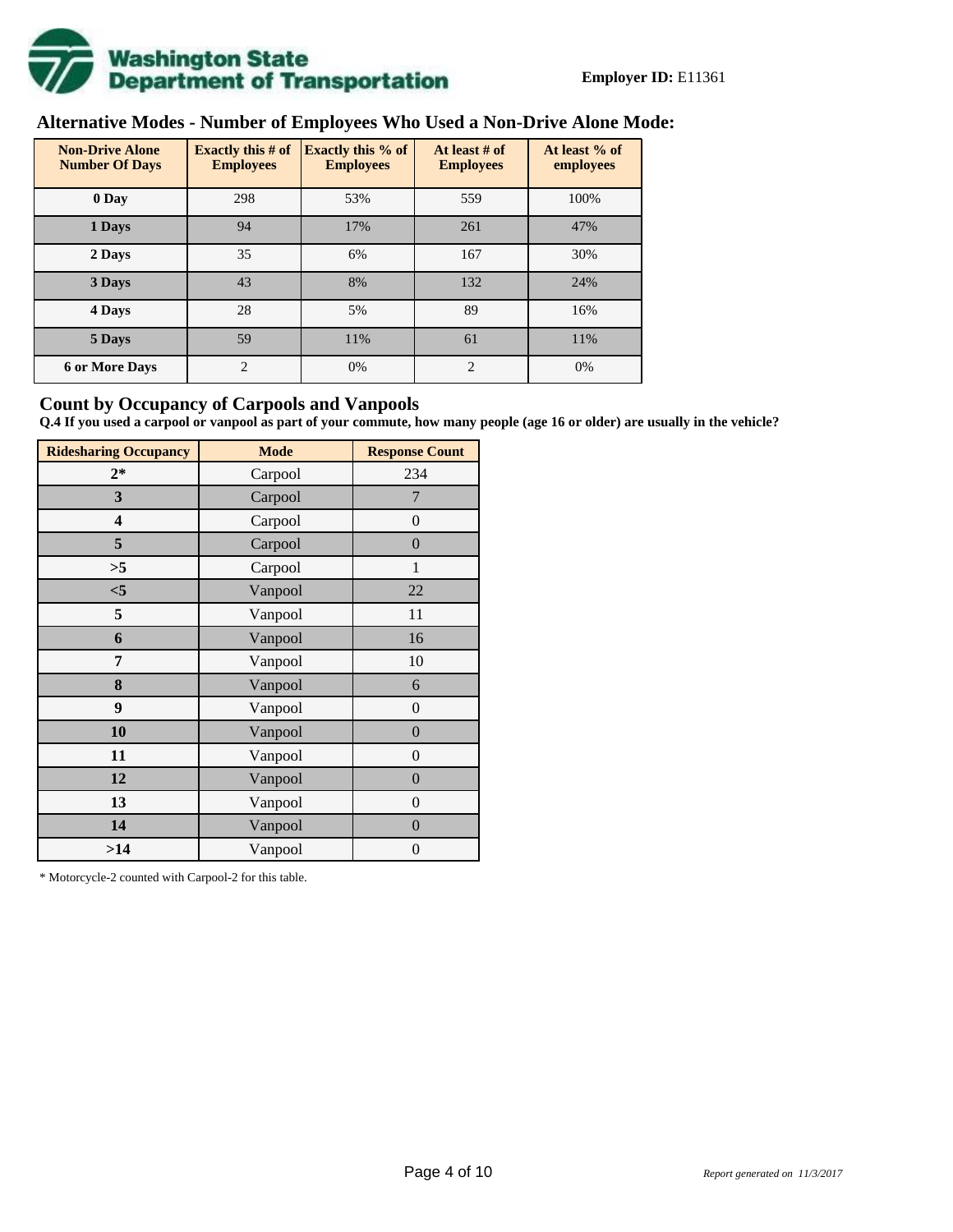**Employer ID:** E11361

## Alternative Modes - Number of Employees Who Used a Non-Drive Alone Mode:

| Non-Drive Alone Number Of Days | Exactly this # of Employees | Exactly this % of Employees | At least # of Employees | At least % of employees |
|---|---|---|---|---|
| 0 Day | 298 | 53% | 559 | 100% |
| 1 Days | 94 | 17% | 261 | 47% |
| 2 Days | 35 | 6% | 167 | 30% |
| 3 Days | 43 | 8% | 132 | 24% |
| 4 Days | 28 | 5% | 89 | 16% |
| 5 Days | 59 | 11% | 61 | 11% |
| 6 or More Days | 2 | 0% | 2 | 0% |

## Count by Occupancy of Carpools and Vanpools

**Q.4 If you used a carpool or vanpool as part of your commute, how many people (age 16 or older) are usually in the vehicle?**

| Ridesharing Occupancy | Mode | Response Count |
|---|---|---|
| 2* | Carpool | 234 |
| 3 | Carpool | 7 |
| 4 | Carpool | 0 |
| 5 | Carpool | 0 |
| >5 | Carpool | 1 |
| <5 | Vanpool | 22 |
| 5 | Vanpool | 11 |
| 6 | Vanpool | 16 |
| 7 | Vanpool | 10 |
| 8 | Vanpool | 6 |
| 9 | Vanpool | 0 |
| 10 | Vanpool | 0 |
| 11 | Vanpool | 0 |
| 12 | Vanpool | 0 |
| 13 | Vanpool | 0 |
| 14 | Vanpool | 0 |
| >14 | Vanpool | 0 |

* Motorcycle-2 counted with Carpool-2 for this table.

*Report generated on 11/3/2017*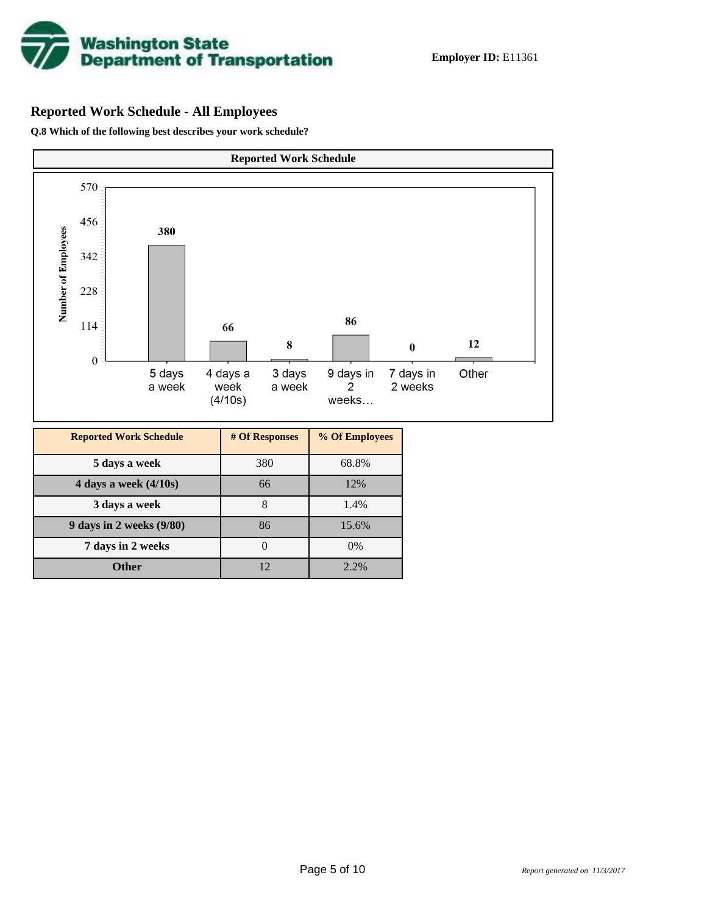**Employer ID:** E11361

## Reported Work Schedule - All Employees

**Q.8 Which of the following best describes your work schedule?**

| Reported Work Schedule | # Of Responses | % Of Employees |
|---|---|---|
| 5 days a week | 380 | 68.8% |
| 4 days a week (4/10s) | 66 | 12% |
| 3 days a week | 8 | 1.4% |
| 9 days in 2 weeks (9/80) | 86 | 15.6% |
| 7 days in 2 weeks | 0 | 0% |
| Other | 12 | 2.2% |

*Report generated on 11/3/2017*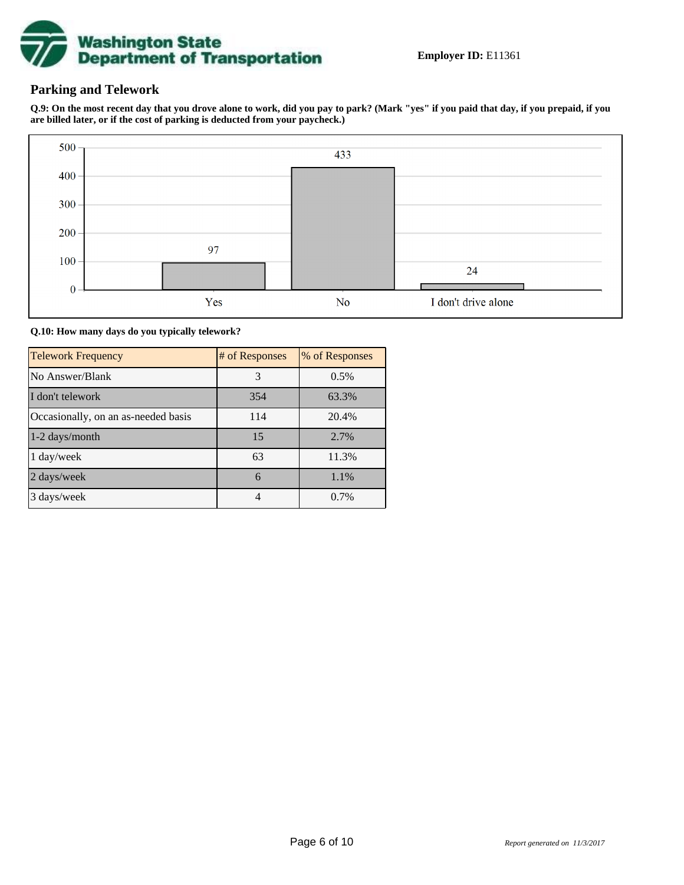**Employer ID:** E11361

## Parking and Telework

**Q.9: On the most recent day that you drove alone to work, did you pay to park? (Mark "yes" if you paid that day, if you prepaid, if you are billed later, or if the cost of parking is deducted from your paycheck.)**

| Response | Count |
|---|---|
| Yes | 97 |
| No | 433 |
| I don't drive alone | 24 |

**Q.10: How many days do you typically telework?**

| Telework Frequency | # of Responses | % of Responses |
|---|---|---|
| No Answer/Blank | 3 | 0.5% |
| I don't telework | 354 | 63.3% |
| Occasionally, on an as-needed basis | 114 | 20.4% |
| 1-2 days/month | 15 | 2.7% |
| 1 day/week | 63 | 11.3% |
| 2 days/week | 6 | 1.1% |
| 3 days/week | 4 | 0.7% |

*Report generated on 11/3/2017*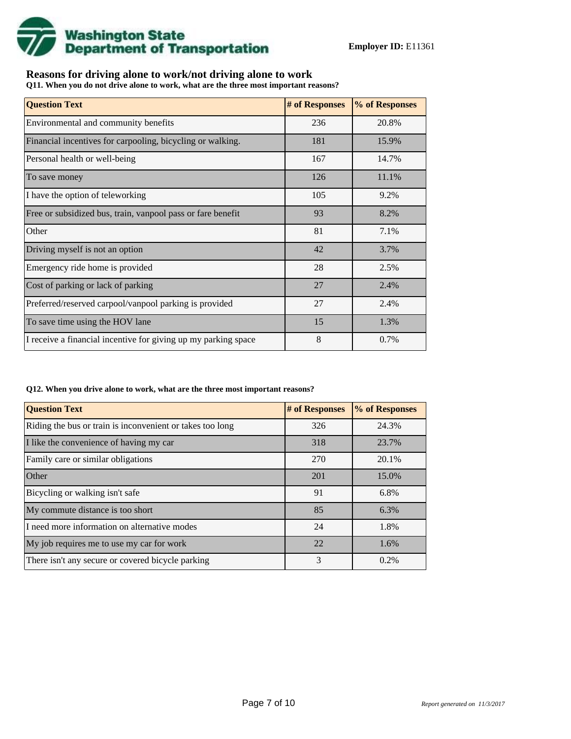**Employer ID:** E11361

## Reasons for driving alone to work/not driving alone to work

**Q11. When you do not drive alone to work, what are the three most important reasons?**

| Question Text | # of Responses | % of Responses |
|---|---|---|
| Environmental and community benefits | 236 | 20.8% |
| Financial incentives for carpooling, bicycling or walking. | 181 | 15.9% |
| Personal health or well-being | 167 | 14.7% |
| To save money | 126 | 11.1% |
| I have the option of teleworking | 105 | 9.2% |
| Free or subsidized bus, train, vanpool pass or fare benefit | 93 | 8.2% |
| Other | 81 | 7.1% |
| Driving myself is not an option | 42 | 3.7% |
| Emergency ride home is provided | 28 | 2.5% |
| Cost of parking or lack of parking | 27 | 2.4% |
| Preferred/reserved carpool/vanpool parking is provided | 27 | 2.4% |
| To save time using the HOV lane | 15 | 1.3% |
| I receive a financial incentive for giving up my parking space | 8 | 0.7% |

**Q12. When you drive alone to work, what are the three most important reasons?**

| Question Text | # of Responses | % of Responses |
|---|---|---|
| Riding the bus or train is inconvenient or takes too long | 326 | 24.3% |
| I like the convenience of having my car | 318 | 23.7% |
| Family care or similar obligations | 270 | 20.1% |
| Other | 201 | 15.0% |
| Bicycling or walking isn't safe | 91 | 6.8% |
| My commute distance is too short | 85 | 6.3% |
| I need more information on alternative modes | 24 | 1.8% |
| My job requires me to use my car for work | 22 | 1.6% |
| There isn't any secure or covered bicycle parking | 3 | 0.2% |

*Report generated on 11/3/2017*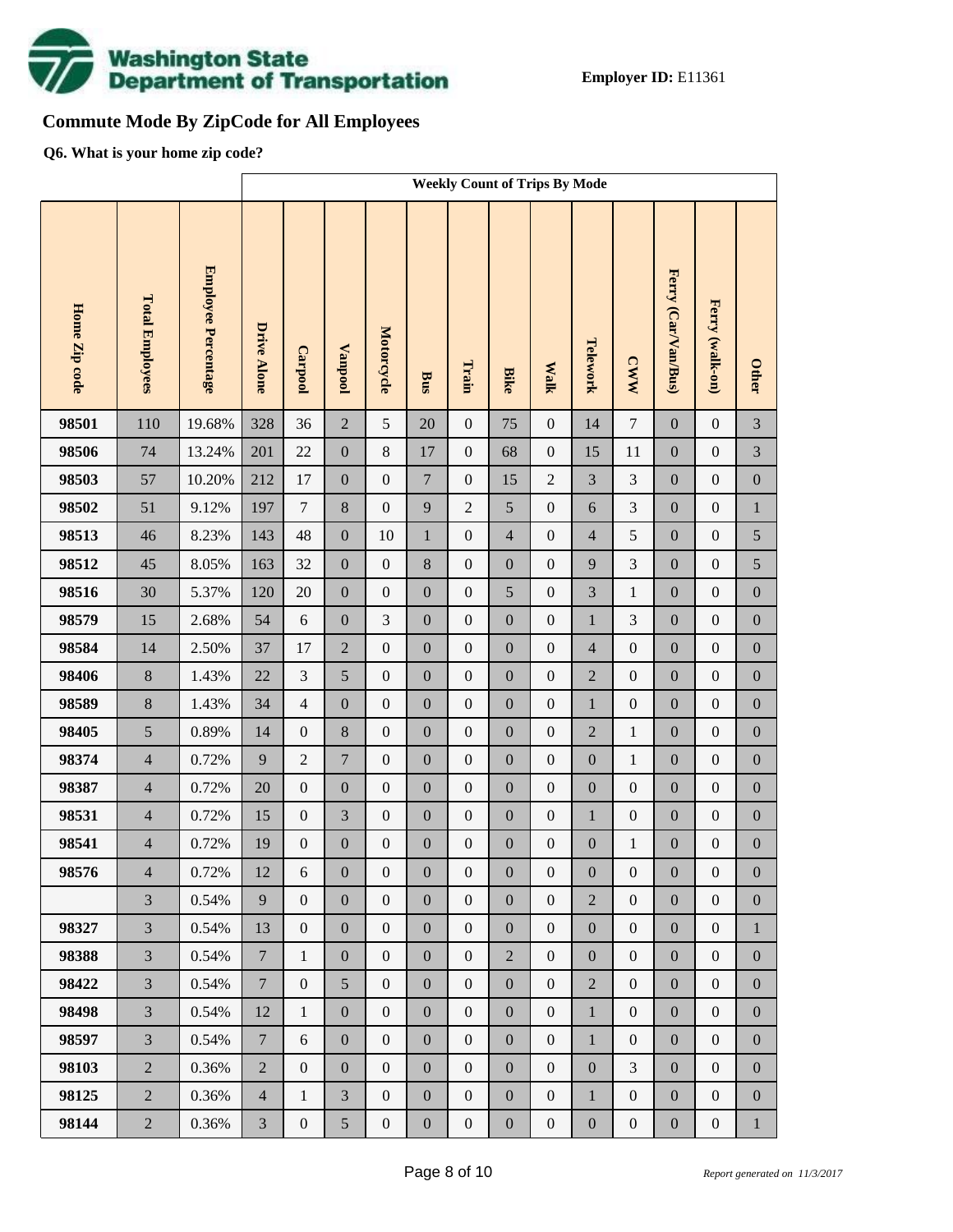**Employer ID:** E11361

## Commute Mode By ZipCode for All Employees

**Q6. What is your home zip code?**

| | | | Weekly Count of Trips By Mode | | | | | | | | | | | | |
|---|---|---|---|---|---|---|---|---|---|---|---|---|---|---|---|
| **Home Zip code** | **Total Employees** | **Employee Percentage** | **Drive Alone** | **Carpool** | **Vanpool** | **Motorcycle** | **Bus** | **Train** | **Bike** | **Walk** | **Telework** | **CWW** | **Ferry (Car/Van/Bus)** | **Ferry (walk-on)** | **Other** |
| **98501** | 110 | 19.68% | 328 | 36 | 2 | 5 | 20 | 0 | 75 | 0 | 14 | 7 | 0 | 0 | 3 |
| **98506** | 74 | 13.24% | 201 | 22 | 0 | 8 | 17 | 0 | 68 | 0 | 15 | 11 | 0 | 0 | 3 |
| **98503** | 57 | 10.20% | 212 | 17 | 0 | 0 | 7 | 0 | 15 | 2 | 3 | 3 | 0 | 0 | 0 |
| **98502** | 51 | 9.12% | 197 | 7 | 8 | 0 | 9 | 2 | 5 | 0 | 6 | 3 | 0 | 0 | 1 |
| **98513** | 46 | 8.23% | 143 | 48 | 0 | 10 | 1 | 0 | 4 | 0 | 4 | 5 | 0 | 0 | 5 |
| **98512** | 45 | 8.05% | 163 | 32 | 0 | 0 | 8 | 0 | 0 | 0 | 9 | 3 | 0 | 0 | 5 |
| **98516** | 30 | 5.37% | 120 | 20 | 0 | 0 | 0 | 0 | 5 | 0 | 3 | 1 | 0 | 0 | 0 |
| **98579** | 15 | 2.68% | 54 | 6 | 0 | 3 | 0 | 0 | 0 | 0 | 1 | 3 | 0 | 0 | 0 |
| **98584** | 14 | 2.50% | 37 | 17 | 2 | 0 | 0 | 0 | 0 | 0 | 4 | 0 | 0 | 0 | 0 |
| **98406** | 8 | 1.43% | 22 | 3 | 5 | 0 | 0 | 0 | 0 | 0 | 2 | 0 | 0 | 0 | 0 |
| **98589** | 8 | 1.43% | 34 | 4 | 0 | 0 | 0 | 0 | 0 | 0 | 1 | 0 | 0 | 0 | 0 |
| **98405** | 5 | 0.89% | 14 | 0 | 8 | 0 | 0 | 0 | 0 | 0 | 2 | 1 | 0 | 0 | 0 |
| **98374** | 4 | 0.72% | 9 | 2 | 7 | 0 | 0 | 0 | 0 | 0 | 0 | 1 | 0 | 0 | 0 |
| **98387** | 4 | 0.72% | 20 | 0 | 0 | 0 | 0 | 0 | 0 | 0 | 0 | 0 | 0 | 0 | 0 |
| **98531** | 4 | 0.72% | 15 | 0 | 3 | 0 | 0 | 0 | 0 | 0 | 1 | 0 | 0 | 0 | 0 |
| **98541** | 4 | 0.72% | 19 | 0 | 0 | 0 | 0 | 0 | 0 | 0 | 0 | 1 | 0 | 0 | 0 |
| **98576** | 4 | 0.72% | 12 | 6 | 0 | 0 | 0 | 0 | 0 | 0 | 0 | 0 | 0 | 0 | 0 |
| | 3 | 0.54% | 9 | 0 | 0 | 0 | 0 | 0 | 0 | 0 | 2 | 0 | 0 | 0 | 0 |
| **98327** | 3 | 0.54% | 13 | 0 | 0 | 0 | 0 | 0 | 0 | 0 | 0 | 0 | 0 | 0 | 1 |
| **98388** | 3 | 0.54% | 7 | 1 | 0 | 0 | 0 | 0 | 2 | 0 | 0 | 0 | 0 | 0 | 0 |
| **98422** | 3 | 0.54% | 7 | 0 | 5 | 0 | 0 | 0 | 0 | 0 | 2 | 0 | 0 | 0 | 0 |
| **98498** | 3 | 0.54% | 12 | 1 | 0 | 0 | 0 | 0 | 0 | 0 | 1 | 0 | 0 | 0 | 0 |
| **98597** | 3 | 0.54% | 7 | 6 | 0 | 0 | 0 | 0 | 0 | 0 | 1 | 0 | 0 | 0 | 0 |
| **98103** | 2 | 0.36% | 2 | 0 | 0 | 0 | 0 | 0 | 0 | 0 | 0 | 3 | 0 | 0 | 0 |
| **98125** | 2 | 0.36% | 4 | 1 | 3 | 0 | 0 | 0 | 0 | 0 | 1 | 0 | 0 | 0 | 0 |
| **98144** | 2 | 0.36% | 3 | 0 | 5 | 0 | 0 | 0 | 0 | 0 | 0 | 0 | 0 | 0 | 1 |

*Report generated on 11/3/2017*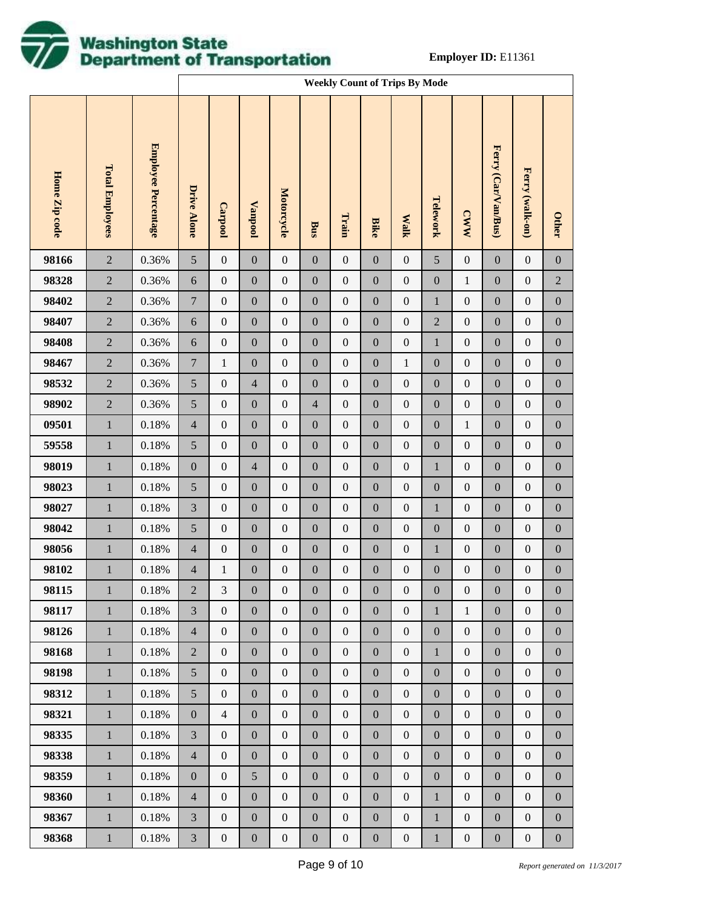**Washington State Department of Transportation**

**Employer ID:** E11361

| | | | Weekly Count of Trips By Mode | | | | | | | | | | | | |
|---|---|---|---|---|---|---|---|---|---|---|---|---|---|---|---|
| **Home Zip code** | **Total Employees** | **Employee Percentage** | **Drive Alone** | **Carpool** | **Vanpool** | **Motorcycle** | **Bus** | **Train** | **Bike** | **Walk** | **Telework** | **CWW** | **Ferry (Car/Van/Bus)** | **Ferry (walk-on)** | **Other** |
| **98166** | 2 | 0.36% | 5 | 0 | 0 | 0 | 0 | 0 | 0 | 0 | 5 | 0 | 0 | 0 | 0 |
| **98328** | 2 | 0.36% | 6 | 0 | 0 | 0 | 0 | 0 | 0 | 0 | 0 | 1 | 0 | 0 | 2 |
| **98402** | 2 | 0.36% | 7 | 0 | 0 | 0 | 0 | 0 | 0 | 0 | 1 | 0 | 0 | 0 | 0 |
| **98407** | 2 | 0.36% | 6 | 0 | 0 | 0 | 0 | 0 | 0 | 0 | 2 | 0 | 0 | 0 | 0 |
| **98408** | 2 | 0.36% | 6 | 0 | 0 | 0 | 0 | 0 | 0 | 0 | 1 | 0 | 0 | 0 | 0 |
| **98467** | 2 | 0.36% | 7 | 1 | 0 | 0 | 0 | 0 | 0 | 1 | 0 | 0 | 0 | 0 | 0 |
| **98532** | 2 | 0.36% | 5 | 0 | 4 | 0 | 0 | 0 | 0 | 0 | 0 | 0 | 0 | 0 | 0 |
| **98902** | 2 | 0.36% | 5 | 0 | 0 | 0 | 4 | 0 | 0 | 0 | 0 | 0 | 0 | 0 | 0 |
| **09501** | 1 | 0.18% | 4 | 0 | 0 | 0 | 0 | 0 | 0 | 0 | 0 | 1 | 0 | 0 | 0 |
| **59558** | 1 | 0.18% | 5 | 0 | 0 | 0 | 0 | 0 | 0 | 0 | 0 | 0 | 0 | 0 | 0 |
| **98019** | 1 | 0.18% | 0 | 0 | 4 | 0 | 0 | 0 | 0 | 0 | 1 | 0 | 0 | 0 | 0 |
| **98023** | 1 | 0.18% | 5 | 0 | 0 | 0 | 0 | 0 | 0 | 0 | 0 | 0 | 0 | 0 | 0 |
| **98027** | 1 | 0.18% | 3 | 0 | 0 | 0 | 0 | 0 | 0 | 0 | 1 | 0 | 0 | 0 | 0 |
| **98042** | 1 | 0.18% | 5 | 0 | 0 | 0 | 0 | 0 | 0 | 0 | 0 | 0 | 0 | 0 | 0 |
| **98056** | 1 | 0.18% | 4 | 0 | 0 | 0 | 0 | 0 | 0 | 0 | 1 | 0 | 0 | 0 | 0 |
| **98102** | 1 | 0.18% | 4 | 1 | 0 | 0 | 0 | 0 | 0 | 0 | 0 | 0 | 0 | 0 | 0 |
| **98115** | 1 | 0.18% | 2 | 3 | 0 | 0 | 0 | 0 | 0 | 0 | 0 | 0 | 0 | 0 | 0 |
| **98117** | 1 | 0.18% | 3 | 0 | 0 | 0 | 0 | 0 | 0 | 0 | 1 | 1 | 0 | 0 | 0 |
| **98126** | 1 | 0.18% | 4 | 0 | 0 | 0 | 0 | 0 | 0 | 0 | 0 | 0 | 0 | 0 | 0 |
| **98168** | 1 | 0.18% | 2 | 0 | 0 | 0 | 0 | 0 | 0 | 0 | 1 | 0 | 0 | 0 | 0 |
| **98198** | 1 | 0.18% | 5 | 0 | 0 | 0 | 0 | 0 | 0 | 0 | 0 | 0 | 0 | 0 | 0 |
| **98312** | 1 | 0.18% | 5 | 0 | 0 | 0 | 0 | 0 | 0 | 0 | 0 | 0 | 0 | 0 | 0 |
| **98321** | 1 | 0.18% | 0 | 4 | 0 | 0 | 0 | 0 | 0 | 0 | 0 | 0 | 0 | 0 | 0 |
| **98335** | 1 | 0.18% | 3 | 0 | 0 | 0 | 0 | 0 | 0 | 0 | 0 | 0 | 0 | 0 | 0 |
| **98338** | 1 | 0.18% | 4 | 0 | 0 | 0 | 0 | 0 | 0 | 0 | 0 | 0 | 0 | 0 | 0 |
| **98359** | 1 | 0.18% | 0 | 0 | 5 | 0 | 0 | 0 | 0 | 0 | 0 | 0 | 0 | 0 | 0 |
| **98360** | 1 | 0.18% | 4 | 0 | 0 | 0 | 0 | 0 | 0 | 0 | 1 | 0 | 0 | 0 | 0 |
| **98367** | 1 | 0.18% | 3 | 0 | 0 | 0 | 0 | 0 | 0 | 0 | 1 | 0 | 0 | 0 | 0 |
| **98368** | 1 | 0.18% | 3 | 0 | 0 | 0 | 0 | 0 | 0 | 0 | 1 | 0 | 0 | 0 | 0 |

*Report generated on 11/3/2017*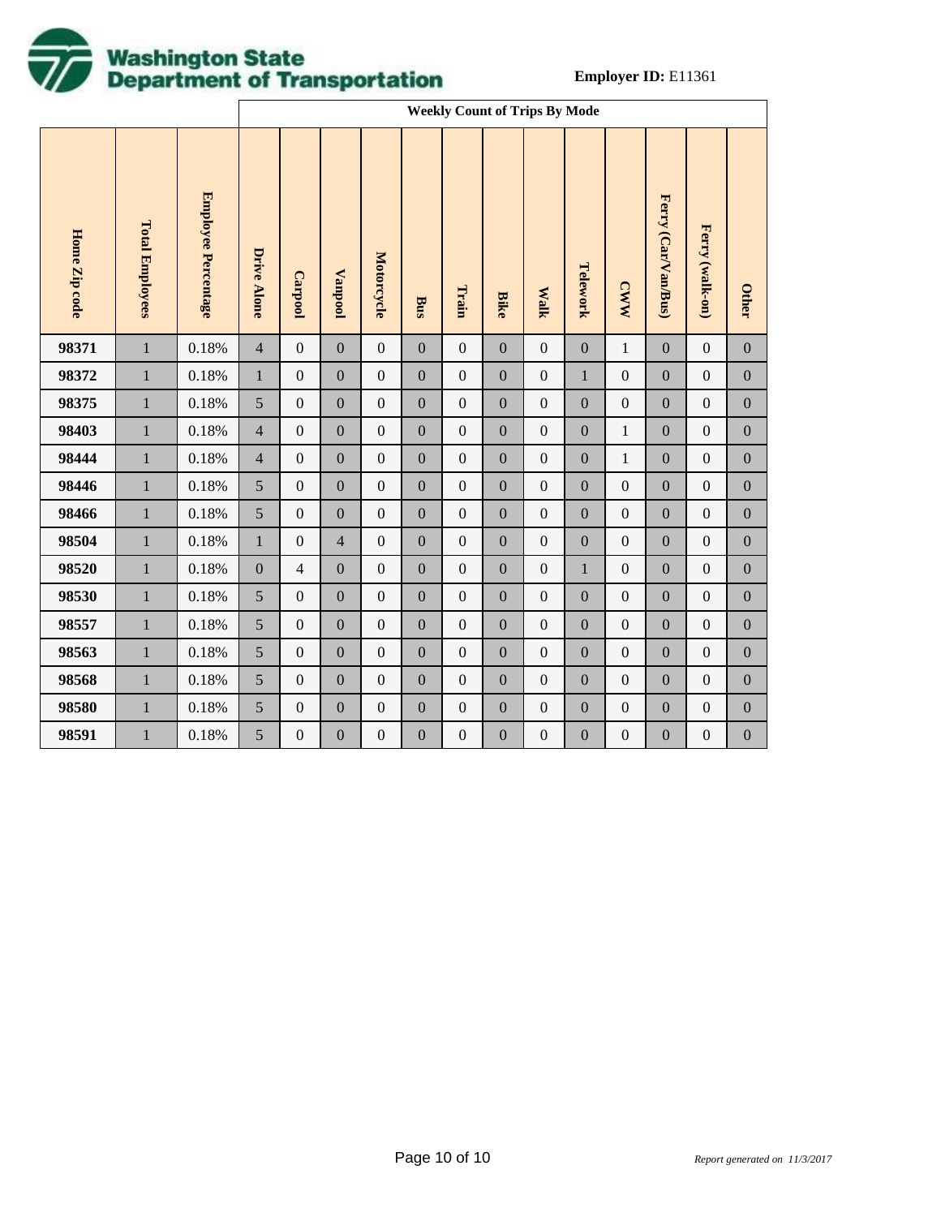# Washington State Department of Transportation

**Employer ID:** E11361

| | | | Weekly Count of Trips By Mode | | | | | | | | | | | | |
|---|---|---|---|---|---|---|---|---|---|---|---|---|---|---|---|
| **Home Zip code** | **Total Employees** | **Employee Percentage** | **Drive Alone** | **Carpool** | **Vanpool** | **Motorcycle** | **Bus** | **Train** | **Bike** | **Walk** | **Telework** | **CWW** | **Ferry (Car/Van/Bus)** | **Ferry (walk-on)** | **Other** |
| **98371** | 1 | 0.18% | 4 | 0 | 0 | 0 | 0 | 0 | 0 | 0 | 0 | 1 | 0 | 0 | 0 |
| **98372** | 1 | 0.18% | 1 | 0 | 0 | 0 | 0 | 0 | 0 | 0 | 1 | 0 | 0 | 0 | 0 |
| **98375** | 1 | 0.18% | 5 | 0 | 0 | 0 | 0 | 0 | 0 | 0 | 0 | 0 | 0 | 0 | 0 |
| **98403** | 1 | 0.18% | 4 | 0 | 0 | 0 | 0 | 0 | 0 | 0 | 0 | 1 | 0 | 0 | 0 |
| **98444** | 1 | 0.18% | 4 | 0 | 0 | 0 | 0 | 0 | 0 | 0 | 0 | 1 | 0 | 0 | 0 |
| **98446** | 1 | 0.18% | 5 | 0 | 0 | 0 | 0 | 0 | 0 | 0 | 0 | 0 | 0 | 0 | 0 |
| **98466** | 1 | 0.18% | 5 | 0 | 0 | 0 | 0 | 0 | 0 | 0 | 0 | 0 | 0 | 0 | 0 |
| **98504** | 1 | 0.18% | 1 | 0 | 4 | 0 | 0 | 0 | 0 | 0 | 0 | 0 | 0 | 0 | 0 |
| **98520** | 1 | 0.18% | 0 | 4 | 0 | 0 | 0 | 0 | 0 | 0 | 1 | 0 | 0 | 0 | 0 |
| **98530** | 1 | 0.18% | 5 | 0 | 0 | 0 | 0 | 0 | 0 | 0 | 0 | 0 | 0 | 0 | 0 |
| **98557** | 1 | 0.18% | 5 | 0 | 0 | 0 | 0 | 0 | 0 | 0 | 0 | 0 | 0 | 0 | 0 |
| **98563** | 1 | 0.18% | 5 | 0 | 0 | 0 | 0 | 0 | 0 | 0 | 0 | 0 | 0 | 0 | 0 |
| **98568** | 1 | 0.18% | 5 | 0 | 0 | 0 | 0 | 0 | 0 | 0 | 0 | 0 | 0 | 0 | 0 |
| **98580** | 1 | 0.18% | 5 | 0 | 0 | 0 | 0 | 0 | 0 | 0 | 0 | 0 | 0 | 0 | 0 |
| **98591** | 1 | 0.18% | 5 | 0 | 0 | 0 | 0 | 0 | 0 | 0 | 0 | 0 | 0 | 0 | 0 |

*Report generated on 11/3/2017*